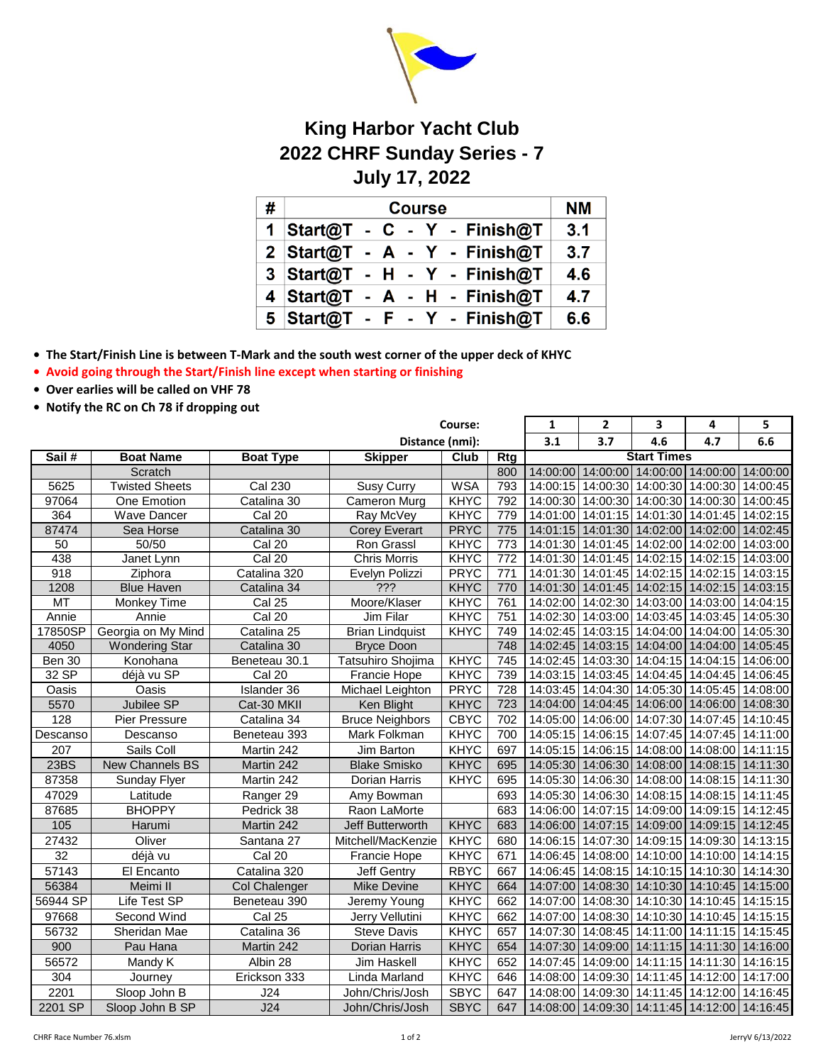# King Harbor Yacht Club
## 2022 CHRF Sunday Series - 7
## July 17, 2022

| # | Course | NM |
|---|---|---|
| 1 | Start@T - C - Y - Finish@T | 3.1 |
| 2 | Start@T - A - Y - Finish@T | 3.7 |
| 3 | Start@T - H - Y - Finish@T | 4.6 |
| 4 | Start@T - A - H - Finish@T | 4.7 |
| 5 | Start@T - F - Y - Finish@T | 6.6 |

- **The Start/Finish Line is between T-Mark and the south west corner of the upper deck of KHYC**
- **Avoid going through the Start/Finish line except when starting or finishing**
- **Over earlies will be called on VHF 78**
- **Notify the RC on Ch 78 if dropping out**

| | | | | Course: | | 1 | 2 | 3 | 4 | 5 |
|---|---|---|---|---|---|---|---|---|---|---|
| | | | | Distance (nmi): | | 3.1 | 3.7 | 4.6 | 4.7 | 6.6 |
| **Sail #** | **Boat Name** | **Boat Type** | **Skipper** | **Club** | **Rtg** | **Start Times** | | | | |
| | Scratch | | | | 800 | 14:00:00 | 14:00:00 | 14:00:00 | 14:00:00 | 14:00:00 |
| 5625 | Twisted Sheets | Cal 230 | Susy Curry | WSA | 793 | 14:00:15 | 14:00:30 | 14:00:30 | 14:00:30 | 14:00:45 |
| 97064 | One Emotion | Catalina 30 | Cameron Murg | KHYC | 792 | 14:00:30 | 14:00:30 | 14:00:30 | 14:00:30 | 14:00:45 |
| 364 | Wave Dancer | Cal 20 | Ray McVey | KHYC | 779 | 14:01:00 | 14:01:15 | 14:01:30 | 14:01:45 | 14:02:15 |
| 87474 | Sea Horse | Catalina 30 | Corey Everart | PRYC | 775 | 14:01:15 | 14:01:30 | 14:02:00 | 14:02:00 | 14:02:45 |
| 50 | 50/50 | Cal 20 | Ron Grassl | KHYC | 773 | 14:01:30 | 14:01:45 | 14:02:00 | 14:02:00 | 14:03:00 |
| 438 | Janet Lynn | Cal 20 | Chris Morris | KHYC | 772 | 14:01:30 | 14:01:45 | 14:02:15 | 14:02:15 | 14:03:00 |
| 918 | Ziphora | Catalina 320 | Evelyn Polizzi | PRYC | 771 | 14:01:30 | 14:01:45 | 14:02:15 | 14:02:15 | 14:03:15 |
| 1208 | Blue Haven | Catalina 34 | ??? | KHYC | 770 | 14:01:30 | 14:01:45 | 14:02:15 | 14:02:15 | 14:03:15 |
| MT | Monkey Time | Cal 25 | Moore/Klaser | KHYC | 761 | 14:02:00 | 14:02:30 | 14:03:00 | 14:03:00 | 14:04:15 |
| Annie | Annie | Cal 20 | Jim Filar | KHYC | 751 | 14:02:30 | 14:03:00 | 14:03:45 | 14:03:45 | 14:05:30 |
| 17850SP | Georgia on My Mind | Catalina 25 | Brian Lindquist | KHYC | 749 | 14:02:45 | 14:03:15 | 14:04:00 | 14:04:00 | 14:05:30 |
| 4050 | Wondering Star | Catalina 30 | Bryce Doon | | 748 | 14:02:45 | 14:03:15 | 14:04:00 | 14:04:00 | 14:05:45 |
| Ben 30 | Konohana | Beneteau 30.1 | Tatsuhiro Shojima | KHYC | 745 | 14:02:45 | 14:03:30 | 14:04:15 | 14:04:15 | 14:06:00 |
| 32 SP | déjà vu SP | Cal 20 | Francie Hope | KHYC | 739 | 14:03:15 | 14:03:45 | 14:04:45 | 14:04:45 | 14:06:45 |
| Oasis | Oasis | Islander 36 | Michael Leighton | PRYC | 728 | 14:03:45 | 14:04:30 | 14:05:30 | 14:05:45 | 14:08:00 |
| 5570 | Jubilee SP | Cat-30 MKII | Ken Blight | KHYC | 723 | 14:04:00 | 14:04:45 | 14:06:00 | 14:06:00 | 14:08:30 |
| 128 | Pier Pressure | Catalina 34 | Bruce Neighbors | CBYC | 702 | 14:05:00 | 14:06:00 | 14:07:30 | 14:07:45 | 14:10:45 |
| Descanso | Descanso | Beneteau 393 | Mark Folkman | KHYC | 700 | 14:05:15 | 14:06:15 | 14:07:45 | 14:07:45 | 14:11:00 |
| 207 | Sails Coll | Martin 242 | Jim Barton | KHYC | 697 | 14:05:15 | 14:06:15 | 14:08:00 | 14:08:00 | 14:11:15 |
| 23BS | New Channels BS | Martin 242 | Blake Smisko | KHYC | 695 | 14:05:30 | 14:06:30 | 14:08:00 | 14:08:15 | 14:11:30 |
| 87358 | Sunday Flyer | Martin 242 | Dorian Harris | KHYC | 695 | 14:05:30 | 14:06:30 | 14:08:00 | 14:08:15 | 14:11:30 |
| 47029 | Latitude | Ranger 29 | Amy Bowman | | 693 | 14:05:30 | 14:06:30 | 14:08:15 | 14:08:15 | 14:11:45 |
| 87685 | BHOPPY | Pedrick 38 | Raon LaMorte | | 683 | 14:06:00 | 14:07:15 | 14:09:00 | 14:09:15 | 14:12:45 |
| 105 | Harumi | Martin 242 | Jeff Butterworth | KHYC | 683 | 14:06:00 | 14:07:15 | 14:09:00 | 14:09:15 | 14:12:45 |
| 27432 | Oliver | Santana 27 | Mitchell/MacKenzie | KHYC | 680 | 14:06:15 | 14:07:30 | 14:09:15 | 14:09:30 | 14:13:15 |
| 32 | déjà vu | Cal 20 | Francie Hope | KHYC | 671 | 14:06:45 | 14:08:00 | 14:10:00 | 14:10:00 | 14:14:15 |
| 57143 | El Encanto | Catalina 320 | Jeff Gentry | RBYC | 667 | 14:06:45 | 14:08:15 | 14:10:15 | 14:10:30 | 14:14:30 |
| 56384 | Meimi II | Col Chalenger | Mike Devine | KHYC | 664 | 14:07:00 | 14:08:30 | 14:10:30 | 14:10:45 | 14:15:00 |
| 56944 SP | Life Test SP | Beneteau 390 | Jeremy Young | KHYC | 662 | 14:07:00 | 14:08:30 | 14:10:30 | 14:10:45 | 14:15:15 |
| 97668 | Second Wind | Cal 25 | Jerry Vellutini | KHYC | 662 | 14:07:00 | 14:08:30 | 14:10:30 | 14:10:45 | 14:15:15 |
| 56732 | Sheridan Mae | Catalina 36 | Steve Davis | KHYC | 657 | 14:07:30 | 14:08:45 | 14:11:00 | 14:11:15 | 14:15:45 |
| 900 | Pau Hana | Martin 242 | Dorian Harris | KHYC | 654 | 14:07:30 | 14:09:00 | 14:11:15 | 14:11:30 | 14:16:00 |
| 56572 | Mandy K | Albin 28 | Jim Haskell | KHYC | 652 | 14:07:45 | 14:09:00 | 14:11:15 | 14:11:30 | 14:16:15 |
| 304 | Journey | Erickson 333 | Linda Marland | KHYC | 646 | 14:08:00 | 14:09:30 | 14:11:45 | 14:12:00 | 14:17:00 |
| 2201 | Sloop John B | J24 | John/Chris/Josh | SBYC | 647 | 14:08:00 | 14:09:30 | 14:11:45 | 14:12:00 | 14:16:45 |
| 2201 SP | Sloop John B SP | J24 | John/Chris/Josh | SBYC | 647 | 14:08:00 | 14:09:30 | 14:11:45 | 14:12:00 | 14:16:45 |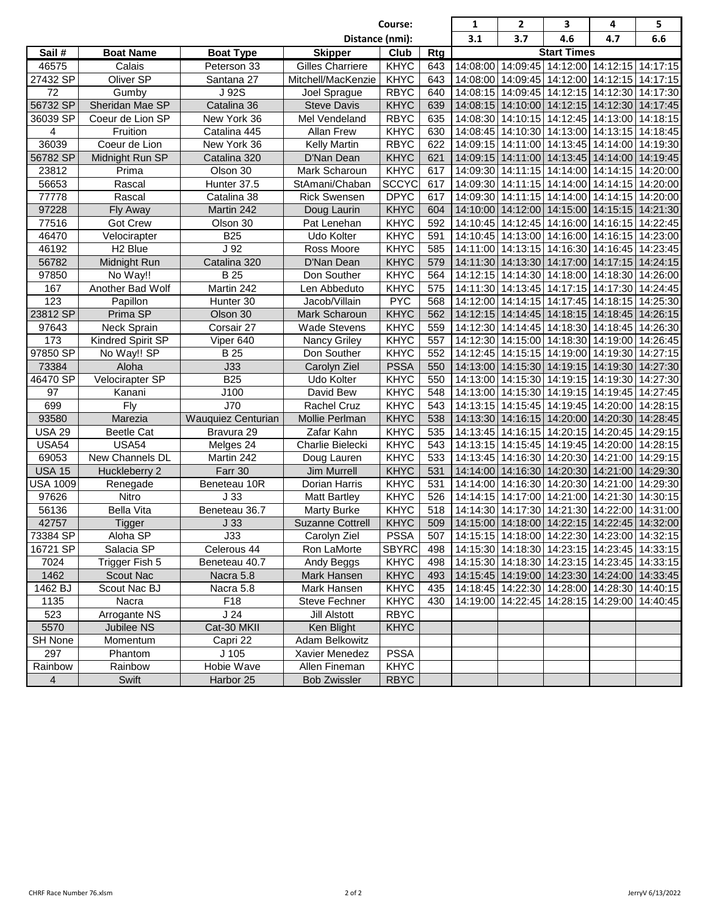| Sail # | Boat Name | Boat Type | Skipper | Club | Rtg | Course: 1<br>Distance (nmi): 3.1 | 2<br>3.7 | 3<br>4.6 | 4<br>4.7 | 5<br>6.6 |
|---|---|---|---|---|---|---|---|---|---|---|
| | | | | | | Start Times | | | | |
| 46575 | Calais | Peterson 33 | Gilles Charriere | KHYC | 643 | 14:08:00 | 14:09:45 | 14:12:00 | 14:12:15 | 14:17:15 |
| 27432 SP | Oliver SP | Santana 27 | Mitchell/MacKenzie | KHYC | 643 | 14:08:00 | 14:09:45 | 14:12:00 | 14:12:15 | 14:17:15 |
| 72 | Gumby | J 92S | Joel Sprague | RBYC | 640 | 14:08:15 | 14:09:45 | 14:12:15 | 14:12:30 | 14:17:30 |
| 56732 SP | Sheridan Mae SP | Catalina 36 | Steve Davis | KHYC | 639 | 14:08:15 | 14:10:00 | 14:12:15 | 14:12:30 | 14:17:45 |
| 36039 SP | Coeur de Lion SP | New York 36 | Mel Vendeland | RBYC | 635 | 14:08:30 | 14:10:15 | 14:12:45 | 14:13:00 | 14:18:15 |
| 4 | Fruition | Catalina 445 | Allan Frew | KHYC | 630 | 14:08:45 | 14:10:30 | 14:13:00 | 14:13:15 | 14:18:45 |
| 36039 | Coeur de Lion | New York 36 | Kelly Martin | RBYC | 622 | 14:09:15 | 14:11:00 | 14:13:45 | 14:14:00 | 14:19:30 |
| 56782 SP | Midnight Run SP | Catalina 320 | D'Nan Dean | KHYC | 621 | 14:09:15 | 14:11:00 | 14:13:45 | 14:14:00 | 14:19:45 |
| 23812 | Prima | Olson 30 | Mark Scharoun | KHYC | 617 | 14:09:30 | 14:11:15 | 14:14:00 | 14:14:15 | 14:20:00 |
| 56653 | Rascal | Hunter 37.5 | StAmani/Chaban | SCCYC | 617 | 14:09:30 | 14:11:15 | 14:14:00 | 14:14:15 | 14:20:00 |
| 77778 | Rascal | Catalina 38 | Rick Swensen | DPYC | 617 | 14:09:30 | 14:11:15 | 14:14:00 | 14:14:15 | 14:20:00 |
| 97228 | Fly Away | Martin 242 | Doug Laurin | KHYC | 604 | 14:10:00 | 14:12:00 | 14:15:00 | 14:15:15 | 14:21:30 |
| 77516 | Got Crew | Olson 30 | Pat Lenehan | KHYC | 592 | 14:10:45 | 14:12:45 | 14:16:00 | 14:16:15 | 14:22:45 |
| 46470 | Velocirapter | B25 | Udo Kolter | KHYC | 591 | 14:10:45 | 14:13:00 | 14:16:00 | 14:16:15 | 14:23:00 |
| 46192 | H2 Blue | J 92 | Ross Moore | KHYC | 585 | 14:11:00 | 14:13:15 | 14:16:30 | 14:16:45 | 14:23:45 |
| 56782 | Midnight Run | Catalina 320 | D'Nan Dean | KHYC | 579 | 14:11:30 | 14:13:30 | 14:17:00 | 14:17:15 | 14:24:15 |
| 97850 | No Way!! | B 25 | Don Souther | KHYC | 564 | 14:12:15 | 14:14:30 | 14:18:00 | 14:18:30 | 14:26:00 |
| 167 | Another Bad Wolf | Martin 242 | Len Abbeduto | KHYC | 575 | 14:11:30 | 14:13:45 | 14:17:15 | 14:17:30 | 14:24:45 |
| 123 | Papillon | Hunter 30 | Jacob/Villain | PYC | 568 | 14:12:00 | 14:14:15 | 14:17:45 | 14:18:15 | 14:25:30 |
| 23812 SP | Prima SP | Olson 30 | Mark Scharoun | KHYC | 562 | 14:12:15 | 14:14:45 | 14:18:15 | 14:18:45 | 14:26:15 |
| 97643 | Neck Sprain | Corsair 27 | Wade Stevens | KHYC | 559 | 14:12:30 | 14:14:45 | 14:18:30 | 14:18:45 | 14:26:30 |
| 173 | Kindred Spirit SP | Viper 640 | Nancy Griley | KHYC | 557 | 14:12:30 | 14:15:00 | 14:18:30 | 14:19:00 | 14:26:45 |
| 97850 SP | No Way!! SP | B 25 | Don Souther | KHYC | 552 | 14:12:45 | 14:15:15 | 14:19:00 | 14:19:30 | 14:27:15 |
| 73384 | Aloha | J33 | Carolyn Ziel | PSSA | 550 | 14:13:00 | 14:15:30 | 14:19:15 | 14:19:30 | 14:27:30 |
| 46470 SP | Velocirapter SP | B25 | Udo Kolter | KHYC | 550 | 14:13:00 | 14:15:30 | 14:19:15 | 14:19:30 | 14:27:30 |
| 97 | Kanani | J100 | David Bew | KHYC | 548 | 14:13:00 | 14:15:30 | 14:19:15 | 14:19:45 | 14:27:45 |
| 699 | Fly | J70 | Rachel Cruz | KHYC | 543 | 14:13:15 | 14:15:45 | 14:19:45 | 14:20:00 | 14:28:15 |
| 93580 | Marezia | Wauquiez Centurian | Mollie Perlman | KHYC | 538 | 14:13:30 | 14:16:15 | 14:20:00 | 14:20:30 | 14:28:45 |
| USA 29 | Beetle Cat | Bravura 29 | Zafar Kahn | KHYC | 535 | 14:13:45 | 14:16:15 | 14:20:15 | 14:20:45 | 14:29:15 |
| USA54 | USA54 | Melges 24 | Charlie Bielecki | KHYC | 543 | 14:13:15 | 14:15:45 | 14:19:45 | 14:20:00 | 14:28:15 |
| 69053 | New Channels DL | Martin 242 | Doug Lauren | KHYC | 533 | 14:13:45 | 14:16:30 | 14:20:30 | 14:21:00 | 14:29:15 |
| USA 15 | Huckleberry 2 | Farr 30 | Jim Murrell | KHYC | 531 | 14:14:00 | 14:16:30 | 14:20:30 | 14:21:00 | 14:29:30 |
| USA 1009 | Renegade | Beneteau 10R | Dorian Harris | KHYC | 531 | 14:14:00 | 14:16:30 | 14:20:30 | 14:21:00 | 14:29:30 |
| 97626 | Nitro | J 33 | Matt Bartley | KHYC | 526 | 14:14:15 | 14:17:00 | 14:21:00 | 14:21:30 | 14:30:15 |
| 56136 | Bella Vita | Beneteau 36.7 | Marty Burke | KHYC | 518 | 14:14:30 | 14:17:30 | 14:21:30 | 14:22:00 | 14:31:00 |
| 42757 | Tigger | J 33 | Suzanne Cottrell | KHYC | 509 | 14:15:00 | 14:18:00 | 14:22:15 | 14:22:45 | 14:32:00 |
| 73384 SP | Aloha SP | J33 | Carolyn Ziel | PSSA | 507 | 14:15:15 | 14:18:00 | 14:22:30 | 14:23:00 | 14:32:15 |
| 16721 SP | Salacia SP | Celerous 44 | Ron LaMorte | SBYRC | 498 | 14:15:30 | 14:18:30 | 14:23:15 | 14:23:45 | 14:33:15 |
| 7024 | Trigger Fish 5 | Beneteau 40.7 | Andy Beggs | KHYC | 498 | 14:15:30 | 14:18:30 | 14:23:15 | 14:23:45 | 14:33:15 |
| 1462 | Scout Nac | Nacra 5.8 | Mark Hansen | KHYC | 493 | 14:15:45 | 14:19:00 | 14:23:30 | 14:24:00 | 14:33:45 |
| 1462 BJ | Scout Nac BJ | Nacra 5.8 | Mark Hansen | KHYC | 435 | 14:18:45 | 14:22:30 | 14:28:00 | 14:28:30 | 14:40:15 |
| 1135 | Nacra | F18 | Steve Fechner | KHYC | 430 | 14:19:00 | 14:22:45 | 14:28:15 | 14:29:00 | 14:40:45 |
| 523 | Arrogante NS | J 24 | Jill Alstott | RBYC | | | | | | |
| 5570 | Jubilee NS | Cat-30 MKII | Ken Blight | KHYC | | | | | | |
| SH None | Momentum | Capri 22 | Adam Belkowitz | | | | | | | |
| 297 | Phantom | J 105 | Xavier Menedez | PSSA | | | | | | |
| Rainbow | Rainbow | Hobie Wave | Allen Fineman | KHYC | | | | | | |
| 4 | Swift | Harbor 25 | Bob Zwissler | RBYC | | | | | | |

CHRF Race Number 76.xlsm

JerryV 6/13/2022